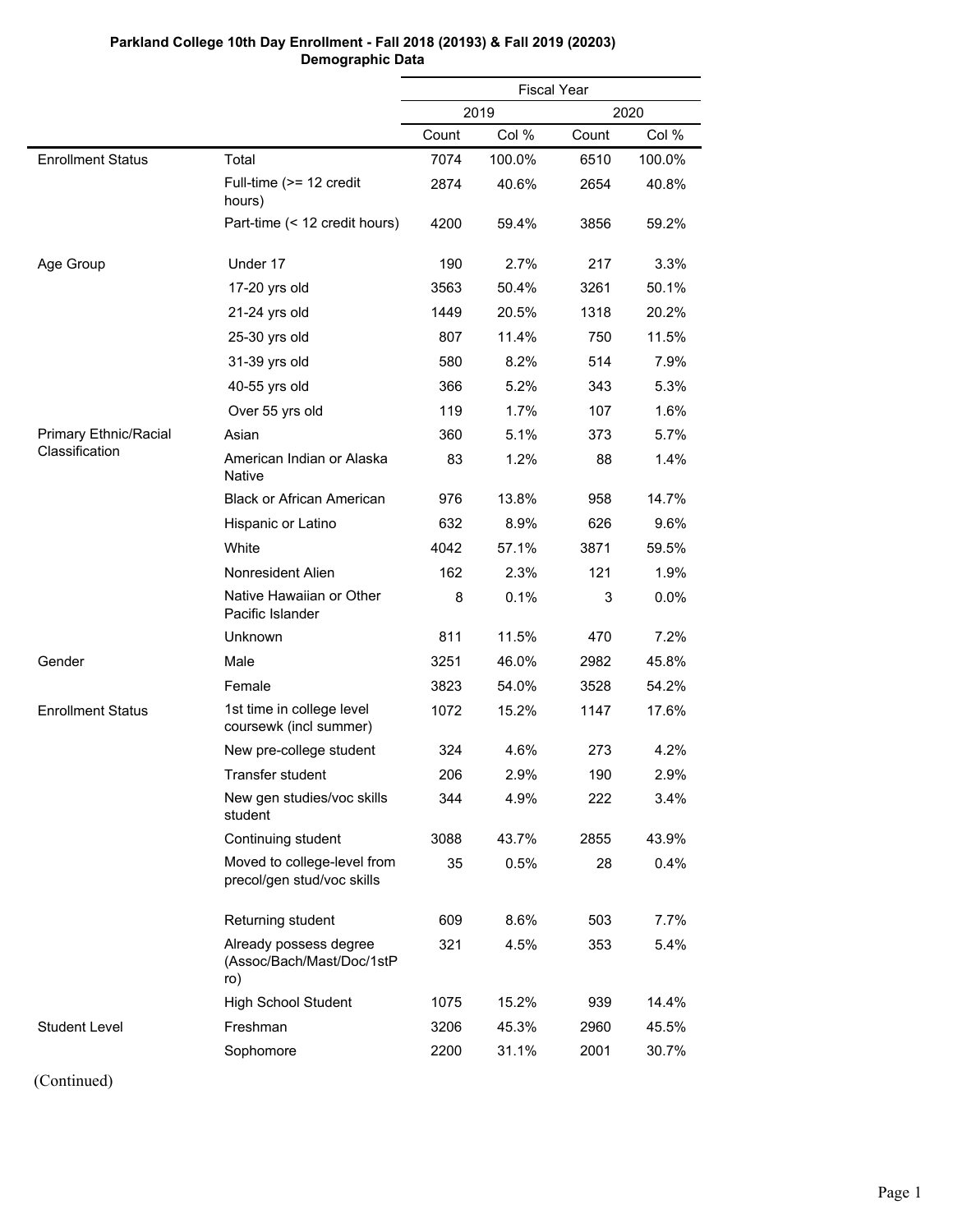**Parkland College 10th Day Enrollment - Fall 2018 (20193) & Fall 2019 (20203)**
**Demographic Data**

| | | Fiscal Year | | | |
|---|---|---|---|---|---|
| | | 2019 | | 2020 | |
| | | Count | Col % | Count | Col % |
| Enrollment Status | Total | 7074 | 100.0% | 6510 | 100.0% |
| | Full-time (>= 12 credit hours) | 2874 | 40.6% | 2654 | 40.8% |
| | Part-time (< 12 credit hours) | 4200 | 59.4% | 3856 | 59.2% |
| Age Group | Under 17 | 190 | 2.7% | 217 | 3.3% |
| | 17-20 yrs old | 3563 | 50.4% | 3261 | 50.1% |
| | 21-24 yrs old | 1449 | 20.5% | 1318 | 20.2% |
| | 25-30 yrs old | 807 | 11.4% | 750 | 11.5% |
| | 31-39 yrs old | 580 | 8.2% | 514 | 7.9% |
| | 40-55 yrs old | 366 | 5.2% | 343 | 5.3% |
| | Over 55 yrs old | 119 | 1.7% | 107 | 1.6% |
| Primary Ethnic/Racial Classification | Asian | 360 | 5.1% | 373 | 5.7% |
| | American Indian or Alaska Native | 83 | 1.2% | 88 | 1.4% |
| | Black or African American | 976 | 13.8% | 958 | 14.7% |
| | Hispanic or Latino | 632 | 8.9% | 626 | 9.6% |
| | White | 4042 | 57.1% | 3871 | 59.5% |
| | Nonresident Alien | 162 | 2.3% | 121 | 1.9% |
| | Native Hawaiian or Other Pacific Islander | 8 | 0.1% | 3 | 0.0% |
| | Unknown | 811 | 11.5% | 470 | 7.2% |
| Gender | Male | 3251 | 46.0% | 2982 | 45.8% |
| | Female | 3823 | 54.0% | 3528 | 54.2% |
| Enrollment Status | 1st time in college level coursewk (incl summer) | 1072 | 15.2% | 1147 | 17.6% |
| | New pre-college student | 324 | 4.6% | 273 | 4.2% |
| | Transfer student | 206 | 2.9% | 190 | 2.9% |
| | New gen studies/voc skills student | 344 | 4.9% | 222 | 3.4% |
| | Continuing student | 3088 | 43.7% | 2855 | 43.9% |
| | Moved to college-level from precol/gen stud/voc skills | 35 | 0.5% | 28 | 0.4% |
| | Returning student | 609 | 8.6% | 503 | 7.7% |
| | Already possess degree (Assoc/Bach/Mast/Doc/1stPro) | 321 | 4.5% | 353 | 5.4% |
| | High School Student | 1075 | 15.2% | 939 | 14.4% |
| Student Level | Freshman | 3206 | 45.3% | 2960 | 45.5% |
| | Sophomore | 2200 | 31.1% | 2001 | 30.7% |

(Continued)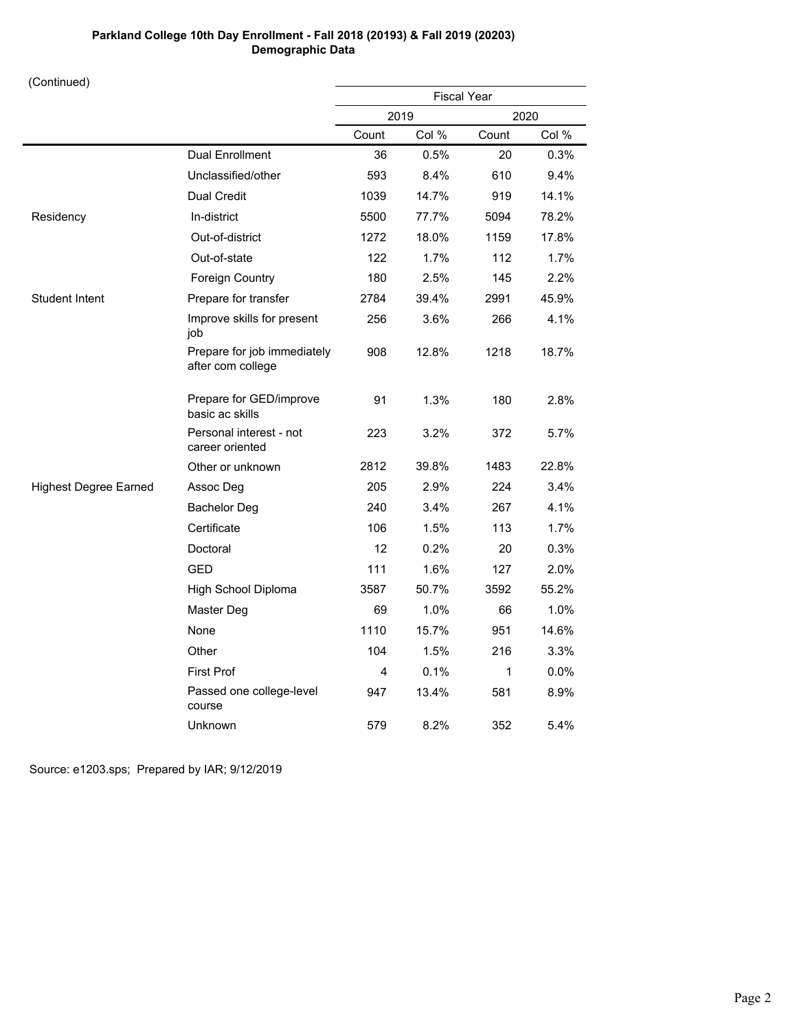**Parkland College 10th Day Enrollment - Fall 2018 (20193) & Fall 2019 (20203)**
**Demographic Data**

(Continued)

| | | Fiscal Year | | | |
|---|---|---|---|---|---|
| | | 2019 | | 2020 | |
| | | Count | Col % | Count | Col % |
| | Dual Enrollment | 36 | 0.5% | 20 | 0.3% |
| | Unclassified/other | 593 | 8.4% | 610 | 9.4% |
| | Dual Credit | 1039 | 14.7% | 919 | 14.1% |
| Residency | In-district | 5500 | 77.7% | 5094 | 78.2% |
| | Out-of-district | 1272 | 18.0% | 1159 | 17.8% |
| | Out-of-state | 122 | 1.7% | 112 | 1.7% |
| | Foreign Country | 180 | 2.5% | 145 | 2.2% |
| Student Intent | Prepare for transfer | 2784 | 39.4% | 2991 | 45.9% |
| | Improve skills for present job | 256 | 3.6% | 266 | 4.1% |
| | Prepare for job immediately after com college | 908 | 12.8% | 1218 | 18.7% |
| | Prepare for GED/improve basic ac skills | 91 | 1.3% | 180 | 2.8% |
| | Personal interest - not career oriented | 223 | 3.2% | 372 | 5.7% |
| | Other or unknown | 2812 | 39.8% | 1483 | 22.8% |
| Highest Degree Earned | Assoc Deg | 205 | 2.9% | 224 | 3.4% |
| | Bachelor Deg | 240 | 3.4% | 267 | 4.1% |
| | Certificate | 106 | 1.5% | 113 | 1.7% |
| | Doctoral | 12 | 0.2% | 20 | 0.3% |
| | GED | 111 | 1.6% | 127 | 2.0% |
| | High School Diploma | 3587 | 50.7% | 3592 | 55.2% |
| | Master Deg | 69 | 1.0% | 66 | 1.0% |
| | None | 1110 | 15.7% | 951 | 14.6% |
| | Other | 104 | 1.5% | 216 | 3.3% |
| | First Prof | 4 | 0.1% | 1 | 0.0% |
| | Passed one college-level course | 947 | 13.4% | 581 | 8.9% |
| | Unknown | 579 | 8.2% | 352 | 5.4% |

Source: e1203.sps; Prepared by IAR; 9/12/2019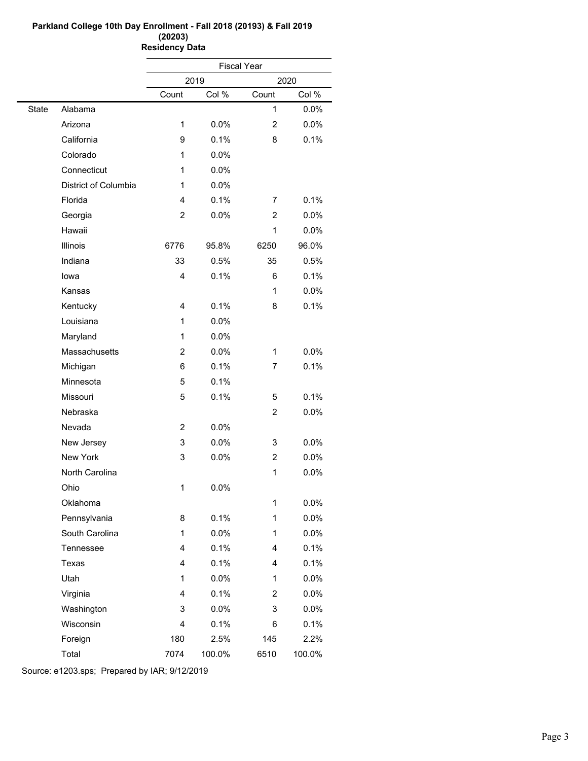**Parkland College 10th Day Enrollment - Fall 2018 (20193) & Fall 2019 (20203)**

**Residency Data**

| | | Fiscal Year | | | |
|---|---|---|---|---|---|
| | | 2019 | | 2020 | |
| | | Count | Col % | Count | Col % |
| State | Alabama | | | 1 | 0.0% |
| | Arizona | 1 | 0.0% | 2 | 0.0% |
| | California | 9 | 0.1% | 8 | 0.1% |
| | Colorado | 1 | 0.0% | | |
| | Connecticut | 1 | 0.0% | | |
| | District of Columbia | 1 | 0.0% | | |
| | Florida | 4 | 0.1% | 7 | 0.1% |
| | Georgia | 2 | 0.0% | 2 | 0.0% |
| | Hawaii | | | 1 | 0.0% |
| | Illinois | 6776 | 95.8% | 6250 | 96.0% |
| | Indiana | 33 | 0.5% | 35 | 0.5% |
| | Iowa | 4 | 0.1% | 6 | 0.1% |
| | Kansas | | | 1 | 0.0% |
| | Kentucky | 4 | 0.1% | 8 | 0.1% |
| | Louisiana | 1 | 0.0% | | |
| | Maryland | 1 | 0.0% | | |
| | Massachusetts | 2 | 0.0% | 1 | 0.0% |
| | Michigan | 6 | 0.1% | 7 | 0.1% |
| | Minnesota | 5 | 0.1% | | |
| | Missouri | 5 | 0.1% | 5 | 0.1% |
| | Nebraska | | | 2 | 0.0% |
| | Nevada | 2 | 0.0% | | |
| | New Jersey | 3 | 0.0% | 3 | 0.0% |
| | New York | 3 | 0.0% | 2 | 0.0% |
| | North Carolina | | | 1 | 0.0% |
| | Ohio | 1 | 0.0% | | |
| | Oklahoma | | | 1 | 0.0% |
| | Pennsylvania | 8 | 0.1% | 1 | 0.0% |
| | South Carolina | 1 | 0.0% | 1 | 0.0% |
| | Tennessee | 4 | 0.1% | 4 | 0.1% |
| | Texas | 4 | 0.1% | 4 | 0.1% |
| | Utah | 1 | 0.0% | 1 | 0.0% |
| | Virginia | 4 | 0.1% | 2 | 0.0% |
| | Washington | 3 | 0.0% | 3 | 0.0% |
| | Wisconsin | 4 | 0.1% | 6 | 0.1% |
| | Foreign | 180 | 2.5% | 145 | 2.2% |
| | Total | 7074 | 100.0% | 6510 | 100.0% |

Source: e1203.sps; Prepared by IAR; 9/12/2019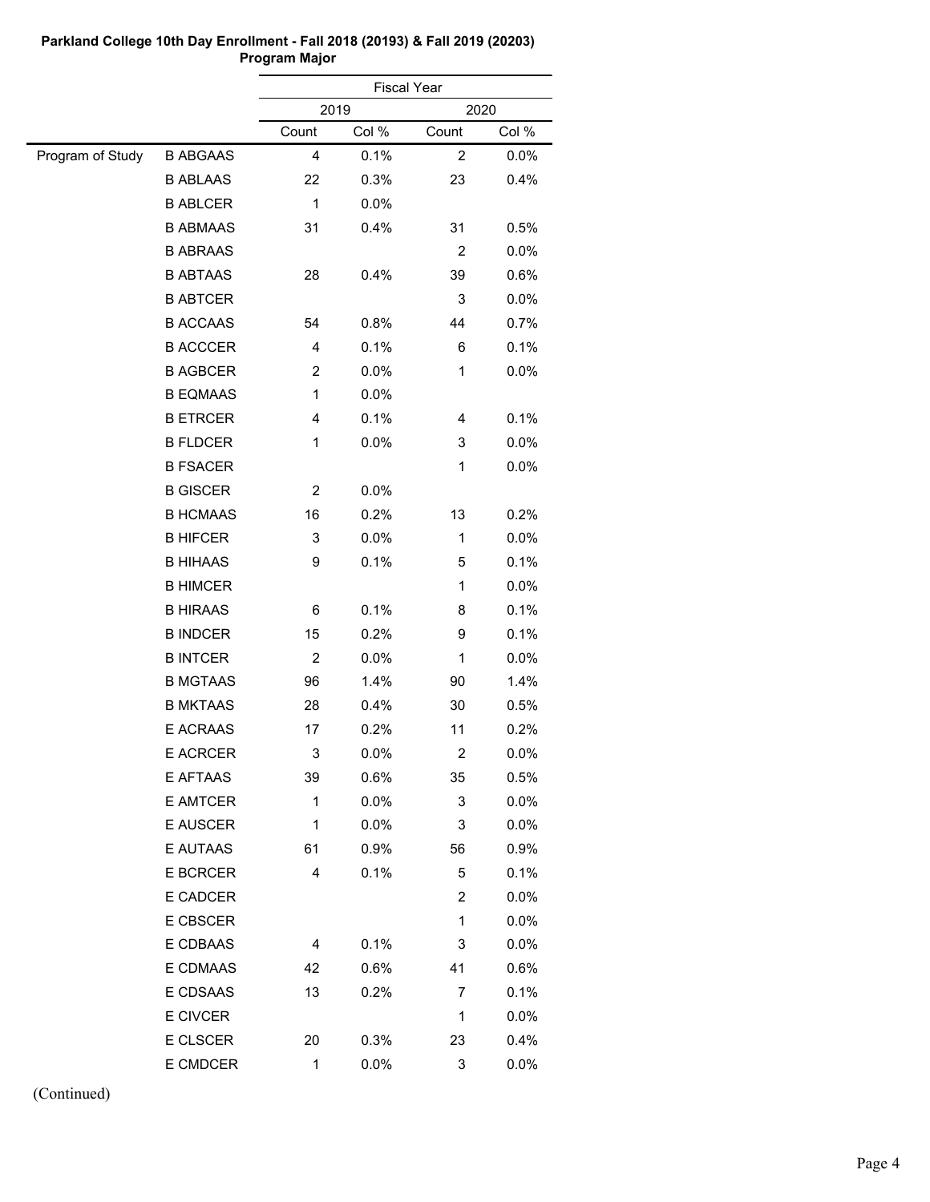**Parkland College 10th Day Enrollment - Fall 2018 (20193) & Fall 2019 (20203)**
**Program Major**

| | | Fiscal Year | | | |
|---|---|---|---|---|---|
| | | 2019 | | 2020 | |
| | | Count | Col % | Count | Col % |
| Program of Study | B ABGAAS | 4 | 0.1% | 2 | 0.0% |
| | B ABLAAS | 22 | 0.3% | 23 | 0.4% |
| | B ABLCER | 1 | 0.0% | | |
| | B ABMAAS | 31 | 0.4% | 31 | 0.5% |
| | B ABRAAS | | | 2 | 0.0% |
| | B ABTAAS | 28 | 0.4% | 39 | 0.6% |
| | B ABTCER | | | 3 | 0.0% |
| | B ACCAAS | 54 | 0.8% | 44 | 0.7% |
| | B ACCCER | 4 | 0.1% | 6 | 0.1% |
| | B AGBCER | 2 | 0.0% | 1 | 0.0% |
| | B EQMAAS | 1 | 0.0% | | |
| | B ETRCER | 4 | 0.1% | 4 | 0.1% |
| | B FLDCER | 1 | 0.0% | 3 | 0.0% |
| | B FSACER | | | 1 | 0.0% |
| | B GISCER | 2 | 0.0% | | |
| | B HCMAAS | 16 | 0.2% | 13 | 0.2% |
| | B HIFCER | 3 | 0.0% | 1 | 0.0% |
| | B HIHAAS | 9 | 0.1% | 5 | 0.1% |
| | B HIMCER | | | 1 | 0.0% |
| | B HIRAAS | 6 | 0.1% | 8 | 0.1% |
| | B INDCER | 15 | 0.2% | 9 | 0.1% |
| | B INTCER | 2 | 0.0% | 1 | 0.0% |
| | B MGTAAS | 96 | 1.4% | 90 | 1.4% |
| | B MKTAAS | 28 | 0.4% | 30 | 0.5% |
| | E ACRAAS | 17 | 0.2% | 11 | 0.2% |
| | E ACRCER | 3 | 0.0% | 2 | 0.0% |
| | E AFTAAS | 39 | 0.6% | 35 | 0.5% |
| | E AMTCER | 1 | 0.0% | 3 | 0.0% |
| | E AUSCER | 1 | 0.0% | 3 | 0.0% |
| | E AUTAAS | 61 | 0.9% | 56 | 0.9% |
| | E BCRCER | 4 | 0.1% | 5 | 0.1% |
| | E CADCER | | | 2 | 0.0% |
| | E CBSCER | | | 1 | 0.0% |
| | E CDBAAS | 4 | 0.1% | 3 | 0.0% |
| | E CDMAAS | 42 | 0.6% | 41 | 0.6% |
| | E CDSAAS | 13 | 0.2% | 7 | 0.1% |
| | E CIVCER | | | 1 | 0.0% |
| | E CLSCER | 20 | 0.3% | 23 | 0.4% |
| | E CMDCER | 1 | 0.0% | 3 | 0.0% |

(Continued)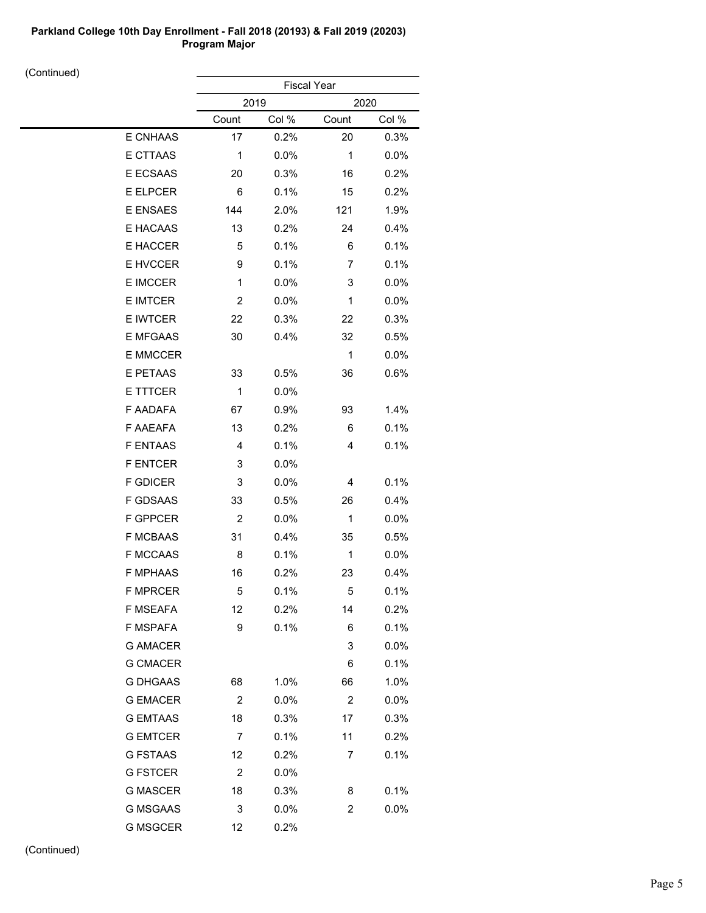**Parkland College 10th Day Enrollment - Fall 2018 (20193) & Fall 2019 (20203)**
**Program Major**

(Continued)

| | Fiscal Year | | | |
|---|---|---|---|---|
| | 2019 | | 2020 | |
| | Count | Col % | Count | Col % |
| E CNHAAS | 17 | 0.2% | 20 | 0.3% |
| E CTTAAS | 1 | 0.0% | 1 | 0.0% |
| E ECSAAS | 20 | 0.3% | 16 | 0.2% |
| E ELPCER | 6 | 0.1% | 15 | 0.2% |
| E ENSAES | 144 | 2.0% | 121 | 1.9% |
| E HACAAS | 13 | 0.2% | 24 | 0.4% |
| E HACCER | 5 | 0.1% | 6 | 0.1% |
| E HVCCER | 9 | 0.1% | 7 | 0.1% |
| E IMCCER | 1 | 0.0% | 3 | 0.0% |
| E IMTCER | 2 | 0.0% | 1 | 0.0% |
| E IWTCER | 22 | 0.3% | 22 | 0.3% |
| E MFGAAS | 30 | 0.4% | 32 | 0.5% |
| E MMCCER | | | 1 | 0.0% |
| E PETAAS | 33 | 0.5% | 36 | 0.6% |
| E TTTCER | 1 | 0.0% | | |
| F AADAFA | 67 | 0.9% | 93 | 1.4% |
| F AAEAFA | 13 | 0.2% | 6 | 0.1% |
| F ENTAAS | 4 | 0.1% | 4 | 0.1% |
| F ENTCER | 3 | 0.0% | | |
| F GDICER | 3 | 0.0% | 4 | 0.1% |
| F GDSAAS | 33 | 0.5% | 26 | 0.4% |
| F GPPCER | 2 | 0.0% | 1 | 0.0% |
| F MCBAAS | 31 | 0.4% | 35 | 0.5% |
| F MCCAAS | 8 | 0.1% | 1 | 0.0% |
| F MPHAAS | 16 | 0.2% | 23 | 0.4% |
| F MPRCER | 5 | 0.1% | 5 | 0.1% |
| F MSEAFA | 12 | 0.2% | 14 | 0.2% |
| F MSPAFA | 9 | 0.1% | 6 | 0.1% |
| G AMACER | | | 3 | 0.0% |
| G CMACER | | | 6 | 0.1% |
| G DHGAAS | 68 | 1.0% | 66 | 1.0% |
| G EMACER | 2 | 0.0% | 2 | 0.0% |
| G EMTAAS | 18 | 0.3% | 17 | 0.3% |
| G EMTCER | 7 | 0.1% | 11 | 0.2% |
| G FSTAAS | 12 | 0.2% | 7 | 0.1% |
| G FSTCER | 2 | 0.0% | | |
| G MASCER | 18 | 0.3% | 8 | 0.1% |
| G MSGAAS | 3 | 0.0% | 2 | 0.0% |
| G MSGCER | 12 | 0.2% | | |

(Continued)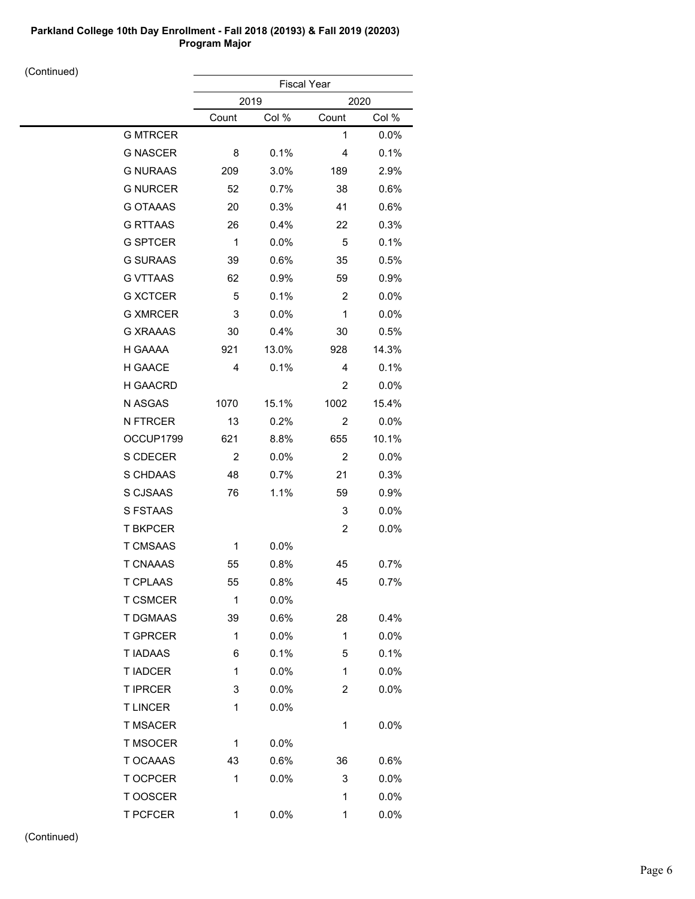**Parkland College 10th Day Enrollment - Fall 2018 (20193) & Fall 2019 (20203)**
**Program Major**

(Continued)

| | Fiscal Year | | | |
|---|---|---|---|---|
| | 2019 | | 2020 | |
| | Count | Col % | Count | Col % |
| G MTRCER | | | 1 | 0.0% |
| G NASCER | 8 | 0.1% | 4 | 0.1% |
| G NURAAS | 209 | 3.0% | 189 | 2.9% |
| G NURCER | 52 | 0.7% | 38 | 0.6% |
| G OTAAAS | 20 | 0.3% | 41 | 0.6% |
| G RTTAAS | 26 | 0.4% | 22 | 0.3% |
| G SPTCER | 1 | 0.0% | 5 | 0.1% |
| G SURAAS | 39 | 0.6% | 35 | 0.5% |
| G VTTAAS | 62 | 0.9% | 59 | 0.9% |
| G XCTCER | 5 | 0.1% | 2 | 0.0% |
| G XMRCER | 3 | 0.0% | 1 | 0.0% |
| G XRAAAS | 30 | 0.4% | 30 | 0.5% |
| H GAAAA | 921 | 13.0% | 928 | 14.3% |
| H GAACE | 4 | 0.1% | 4 | 0.1% |
| H GAACRD | | | 2 | 0.0% |
| N ASGAS | 1070 | 15.1% | 1002 | 15.4% |
| N FTRCER | 13 | 0.2% | 2 | 0.0% |
| OCCUP1799 | 621 | 8.8% | 655 | 10.1% |
| S CDECER | 2 | 0.0% | 2 | 0.0% |
| S CHDAAS | 48 | 0.7% | 21 | 0.3% |
| S CJSAAS | 76 | 1.1% | 59 | 0.9% |
| S FSTAAS | | | 3 | 0.0% |
| T BKPCER | | | 2 | 0.0% |
| T CMSAAS | 1 | 0.0% | | |
| T CNAAAS | 55 | 0.8% | 45 | 0.7% |
| T CPLAAS | 55 | 0.8% | 45 | 0.7% |
| T CSMCER | 1 | 0.0% | | |
| T DGMAAS | 39 | 0.6% | 28 | 0.4% |
| T GPRCER | 1 | 0.0% | 1 | 0.0% |
| T IADAAS | 6 | 0.1% | 5 | 0.1% |
| T IADCER | 1 | 0.0% | 1 | 0.0% |
| T IPRCER | 3 | 0.0% | 2 | 0.0% |
| T LINCER | 1 | 0.0% | | |
| T MSACER | | | 1 | 0.0% |
| T MSOCER | 1 | 0.0% | | |
| T OCAAAS | 43 | 0.6% | 36 | 0.6% |
| T OCPCER | 1 | 0.0% | 3 | 0.0% |
| T OOSCER | | | 1 | 0.0% |
| T PCFCER | 1 | 0.0% | 1 | 0.0% |

(Continued)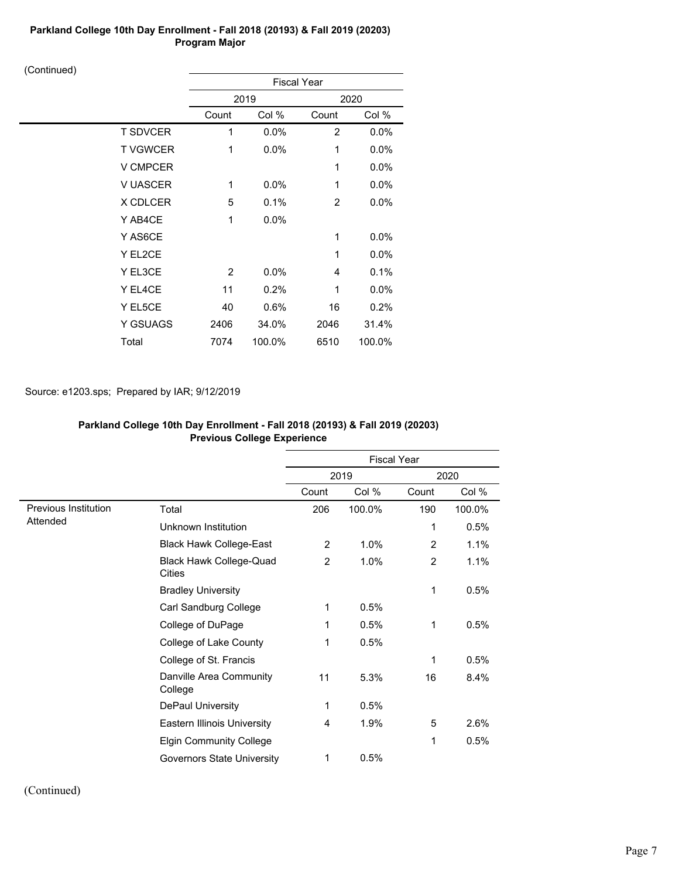**Parkland College 10th Day Enrollment - Fall 2018 (20193) & Fall 2019 (20203)**
**Program Major**

(Continued)

| | Fiscal Year | | | |
|---|---|---|---|---|
| | 2019 | | 2020 | |
| | Count | Col % | Count | Col % |
| T SDVCER | 1 | 0.0% | 2 | 0.0% |
| T VGWCER | 1 | 0.0% | 1 | 0.0% |
| V CMPCER | | | 1 | 0.0% |
| V UASCER | 1 | 0.0% | 1 | 0.0% |
| X CDLCER | 5 | 0.1% | 2 | 0.0% |
| Y AB4CE | 1 | 0.0% | | |
| Y AS6CE | | | 1 | 0.0% |
| Y EL2CE | | | 1 | 0.0% |
| Y EL3CE | 2 | 0.0% | 4 | 0.1% |
| Y EL4CE | 11 | 0.2% | 1 | 0.0% |
| Y EL5CE | 40 | 0.6% | 16 | 0.2% |
| Y GSUAGS | 2406 | 34.0% | 2046 | 31.4% |
| Total | 7074 | 100.0% | 6510 | 100.0% |

Source: e1203.sps; Prepared by IAR; 9/12/2019

**Parkland College 10th Day Enrollment - Fall 2018 (20193) & Fall 2019 (20203)**
**Previous College Experience**

| | | Fiscal Year | | | |
|---|---|---|---|---|---|
| | | 2019 | | 2020 | |
| | | Count | Col % | Count | Col % |
| Previous Institution Attended | Total | 206 | 100.0% | 190 | 100.0% |
| | Unknown Institution | | | 1 | 0.5% |
| | Black Hawk College-East | 2 | 1.0% | 2 | 1.1% |
| | Black Hawk College-Quad Cities | 2 | 1.0% | 2 | 1.1% |
| | Bradley University | | | 1 | 0.5% |
| | Carl Sandburg College | 1 | 0.5% | | |
| | College of DuPage | 1 | 0.5% | 1 | 0.5% |
| | College of Lake County | 1 | 0.5% | | |
| | College of St. Francis | | | 1 | 0.5% |
| | Danville Area Community College | 11 | 5.3% | 16 | 8.4% |
| | DePaul University | 1 | 0.5% | | |
| | Eastern Illinois University | 4 | 1.9% | 5 | 2.6% |
| | Elgin Community College | | | 1 | 0.5% |
| | Governors State University | 1 | 0.5% | | |

(Continued)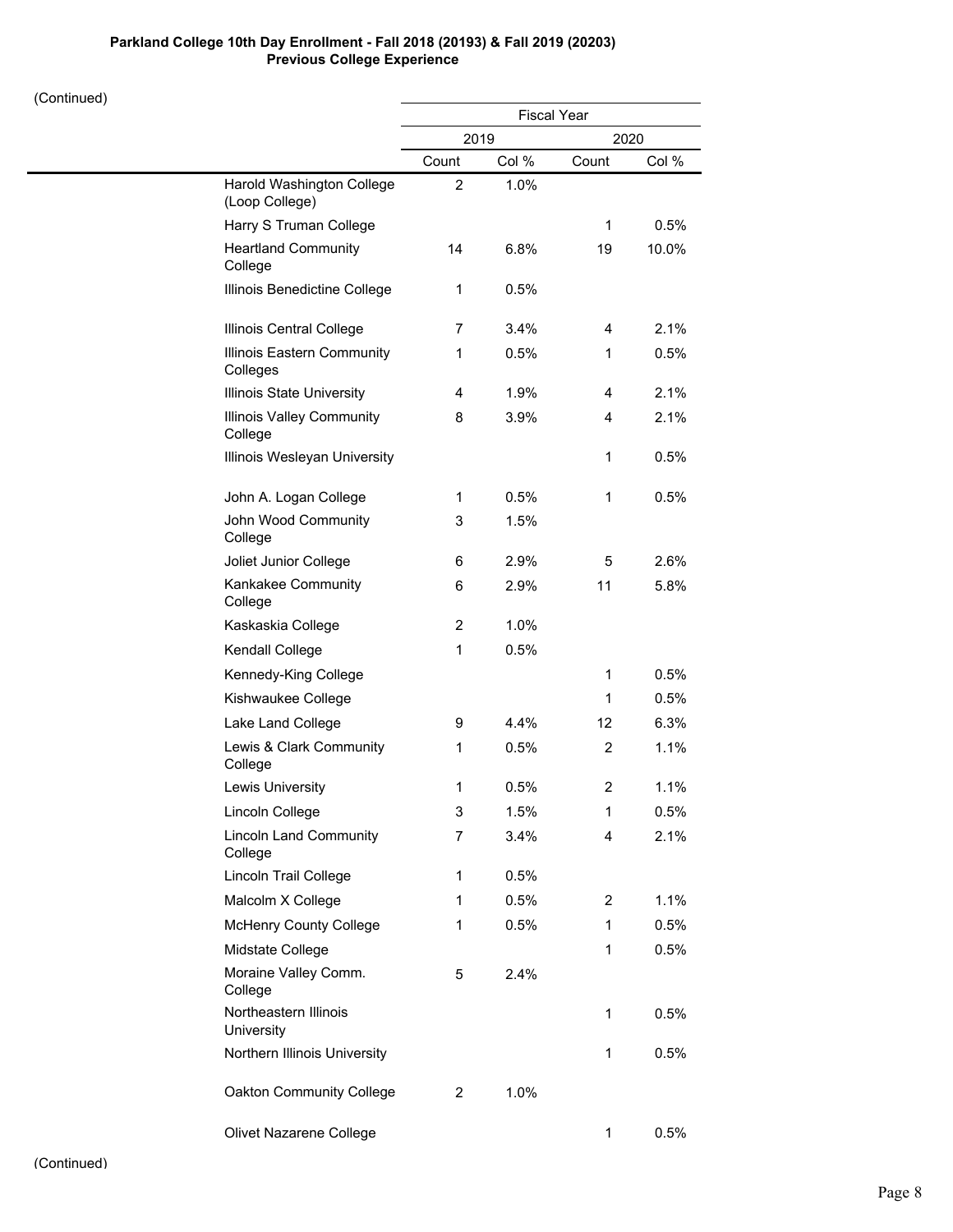**Parkland College 10th Day Enrollment - Fall 2018 (20193) & Fall 2019 (20203)**
**Previous College Experience**

(Continued)

| | Fiscal Year | | | |
|---|---|---|---|---|
| | 2019 | | 2020 | |
| | Count | Col % | Count | Col % |
| Harold Washington College (Loop College) | 2 | 1.0% | | |
| Harry S Truman College | | | 1 | 0.5% |
| Heartland Community College | 14 | 6.8% | 19 | 10.0% |
| Illinois Benedictine College | 1 | 0.5% | | |
| Illinois Central College | 7 | 3.4% | 4 | 2.1% |
| Illinois Eastern Community Colleges | 1 | 0.5% | 1 | 0.5% |
| Illinois State University | 4 | 1.9% | 4 | 2.1% |
| Illinois Valley Community College | 8 | 3.9% | 4 | 2.1% |
| Illinois Wesleyan University | | | 1 | 0.5% |
| John A. Logan College | 1 | 0.5% | 1 | 0.5% |
| John Wood Community College | 3 | 1.5% | | |
| Joliet Junior College | 6 | 2.9% | 5 | 2.6% |
| Kankakee Community College | 6 | 2.9% | 11 | 5.8% |
| Kaskaskia College | 2 | 1.0% | | |
| Kendall College | 1 | 0.5% | | |
| Kennedy-King College | | | 1 | 0.5% |
| Kishwaukee College | | | 1 | 0.5% |
| Lake Land College | 9 | 4.4% | 12 | 6.3% |
| Lewis & Clark Community College | 1 | 0.5% | 2 | 1.1% |
| Lewis University | 1 | 0.5% | 2 | 1.1% |
| Lincoln College | 3 | 1.5% | 1 | 0.5% |
| Lincoln Land Community College | 7 | 3.4% | 4 | 2.1% |
| Lincoln Trail College | 1 | 0.5% | | |
| Malcolm X College | 1 | 0.5% | 2 | 1.1% |
| McHenry County College | 1 | 0.5% | 1 | 0.5% |
| Midstate College | | | 1 | 0.5% |
| Moraine Valley Comm. College | 5 | 2.4% | | |
| Northeastern Illinois University | | | 1 | 0.5% |
| Northern Illinois University | | | 1 | 0.5% |
| Oakton Community College | 2 | 1.0% | | |
| Olivet Nazarene College | | | 1 | 0.5% |

(Continued)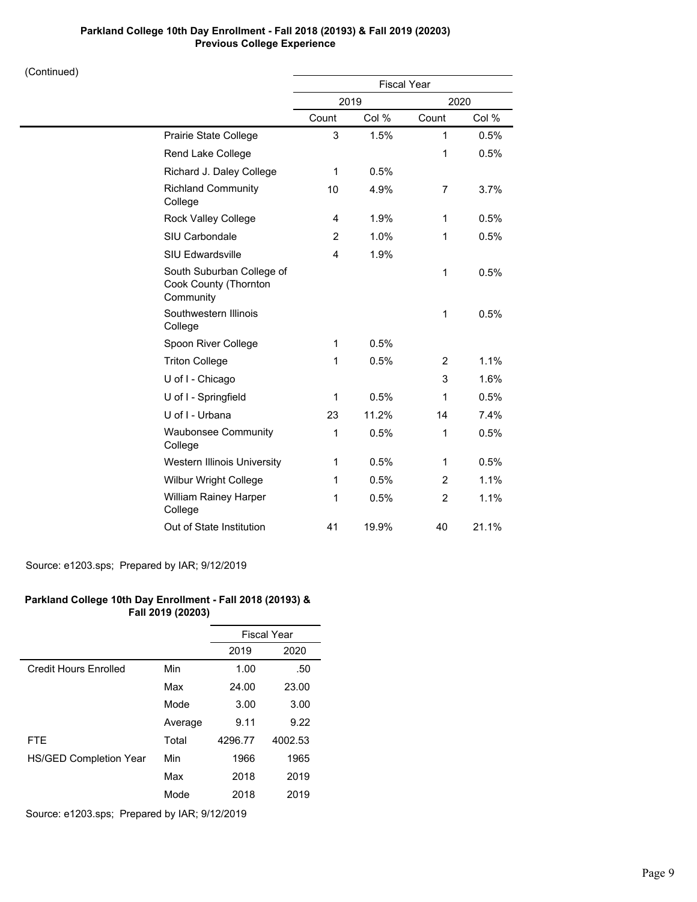**Parkland College 10th Day Enrollment - Fall 2018 (20193) & Fall 2019 (20203)**
**Previous College Experience**

(Continued)

| | Fiscal Year 2019 | | Fiscal Year 2020 | |
|---|---|---|---|---|
| | Count | Col % | Count | Col % |
| Prairie State College | 3 | 1.5% | 1 | 0.5% |
| Rend Lake College | | | 1 | 0.5% |
| Richard J. Daley College | 1 | 0.5% | | |
| Richland Community College | 10 | 4.9% | 7 | 3.7% |
| Rock Valley College | 4 | 1.9% | 1 | 0.5% |
| SIU Carbondale | 2 | 1.0% | 1 | 0.5% |
| SIU Edwardsville | 4 | 1.9% | | |
| South Suburban College of Cook County (Thornton Community | | | 1 | 0.5% |
| Southwestern Illinois College | | | 1 | 0.5% |
| Spoon River College | 1 | 0.5% | | |
| Triton College | 1 | 0.5% | 2 | 1.1% |
| U of I - Chicago | | | 3 | 1.6% |
| U of I - Springfield | 1 | 0.5% | 1 | 0.5% |
| U of I - Urbana | 23 | 11.2% | 14 | 7.4% |
| Waubonsee Community College | 1 | 0.5% | 1 | 0.5% |
| Western Illinois University | 1 | 0.5% | 1 | 0.5% |
| Wilbur Wright College | 1 | 0.5% | 2 | 1.1% |
| William Rainey Harper College | 1 | 0.5% | 2 | 1.1% |
| Out of State Institution | 41 | 19.9% | 40 | 21.1% |

Source: e1203.sps; Prepared by IAR; 9/12/2019

**Parkland College 10th Day Enrollment - Fall 2018 (20193) & Fall 2019 (20203)**

| | | Fiscal Year 2019 | Fiscal Year 2020 |
|---|---|---|---|
| Credit Hours Enrolled | Min | 1.00 | .50 |
| | Max | 24.00 | 23.00 |
| | Mode | 3.00 | 3.00 |
| | Average | 9.11 | 9.22 |
| FTE | Total | 4296.77 | 4002.53 |
| HS/GED Completion Year | Min | 1966 | 1965 |
| | Max | 2018 | 2019 |
| | Mode | 2018 | 2019 |

Source: e1203.sps; Prepared by IAR; 9/12/2019